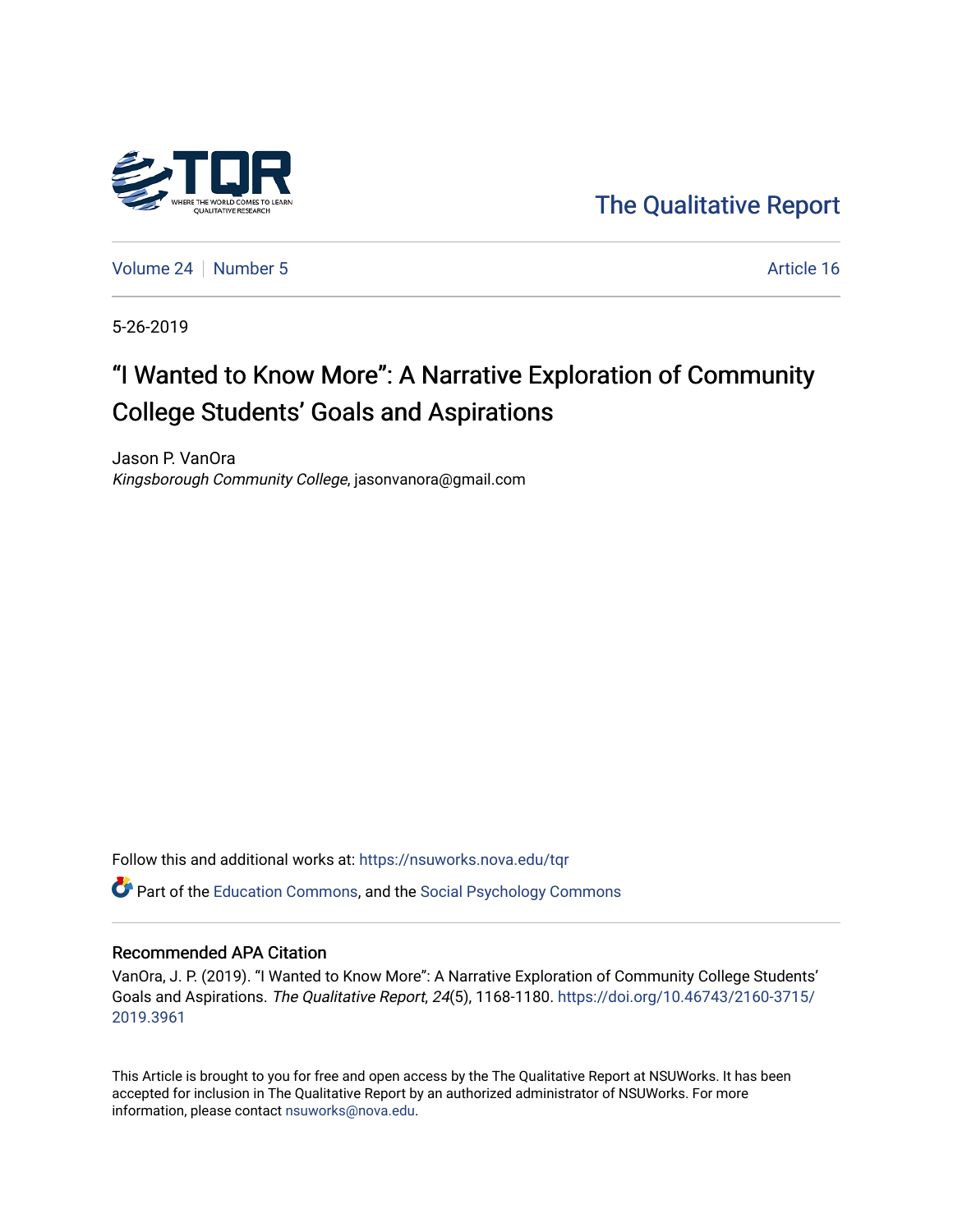The Qualitative Report

Volume 24 | Number 5 | Article 16

5-26-2019

# "I Wanted to Know More": A Narrative Exploration of Community College Students' Goals and Aspirations

Jason P. VanOra
*Kingsborough Community College*, jasonvanora@gmail.com

Follow this and additional works at: https://nsuworks.nova.edu/tqr

Part of the Education Commons, and the Social Psychology Commons

## Recommended APA Citation

VanOra, J. P. (2019). "I Wanted to Know More": A Narrative Exploration of Community College Students' Goals and Aspirations. *The Qualitative Report*, *24*(5), 1168-1180. https://doi.org/10.46743/2160-3715/2019.3961

This Article is brought to you for free and open access by the The Qualitative Report at NSUWorks. It has been accepted for inclusion in The Qualitative Report by an authorized administrator of NSUWorks. For more information, please contact nsuworks@nova.edu.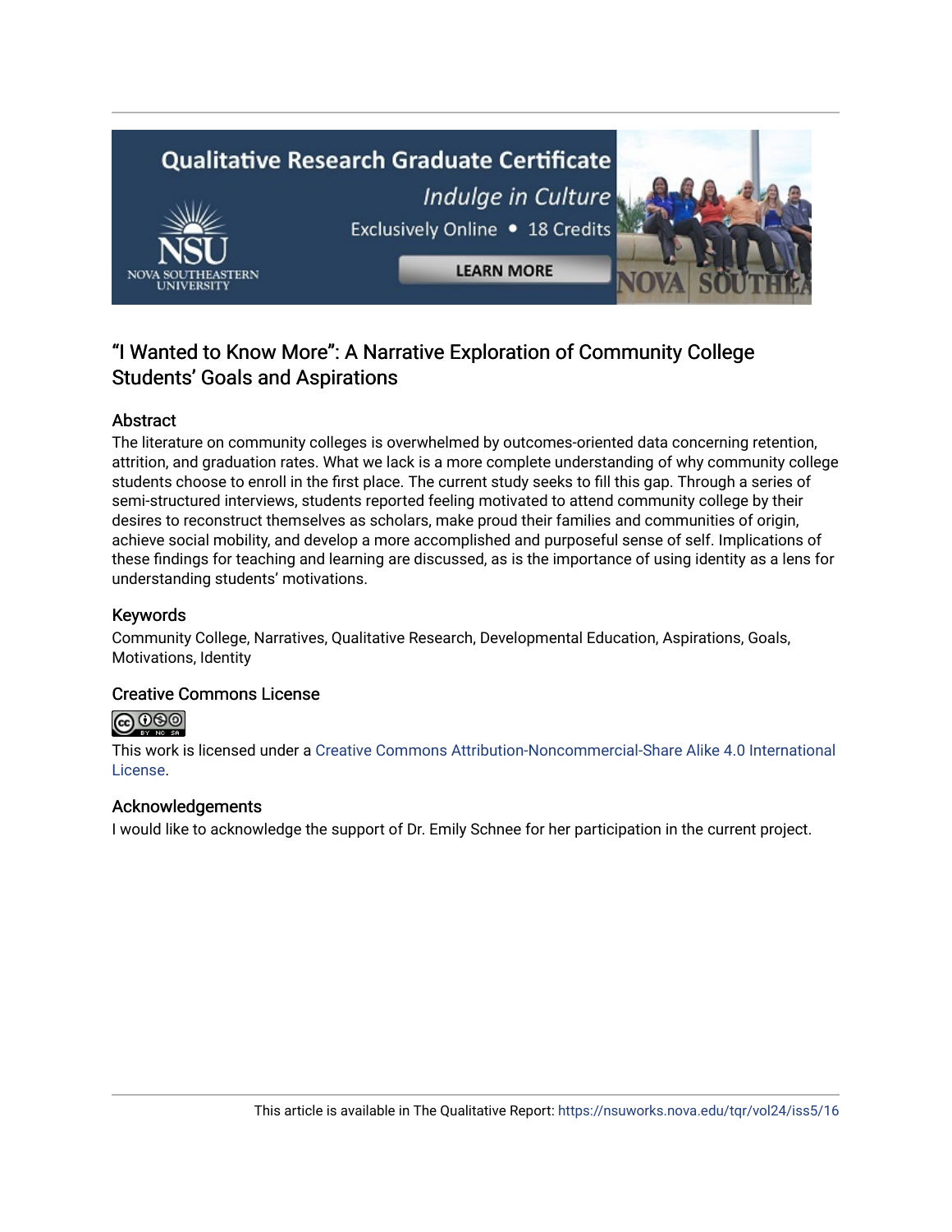# "I Wanted to Know More": A Narrative Exploration of Community College Students' Goals and Aspirations

## Abstract

The literature on community colleges is overwhelmed by outcomes-oriented data concerning retention, attrition, and graduation rates. What we lack is a more complete understanding of why community college students choose to enroll in the first place. The current study seeks to fill this gap. Through a series of semi-structured interviews, students reported feeling motivated to attend community college by their desires to reconstruct themselves as scholars, make proud their families and communities of origin, achieve social mobility, and develop a more accomplished and purposeful sense of self. Implications of these findings for teaching and learning are discussed, as is the importance of using identity as a lens for understanding students' motivations.

## Keywords

Community College, Narratives, Qualitative Research, Developmental Education, Aspirations, Goals, Motivations, Identity

## Creative Commons License

This work is licensed under a Creative Commons Attribution-Noncommercial-Share Alike 4.0 International License.

## Acknowledgements

I would like to acknowledge the support of Dr. Emily Schnee for her participation in the current project.

This article is available in The Qualitative Report: https://nsuworks.nova.edu/tqr/vol24/iss5/16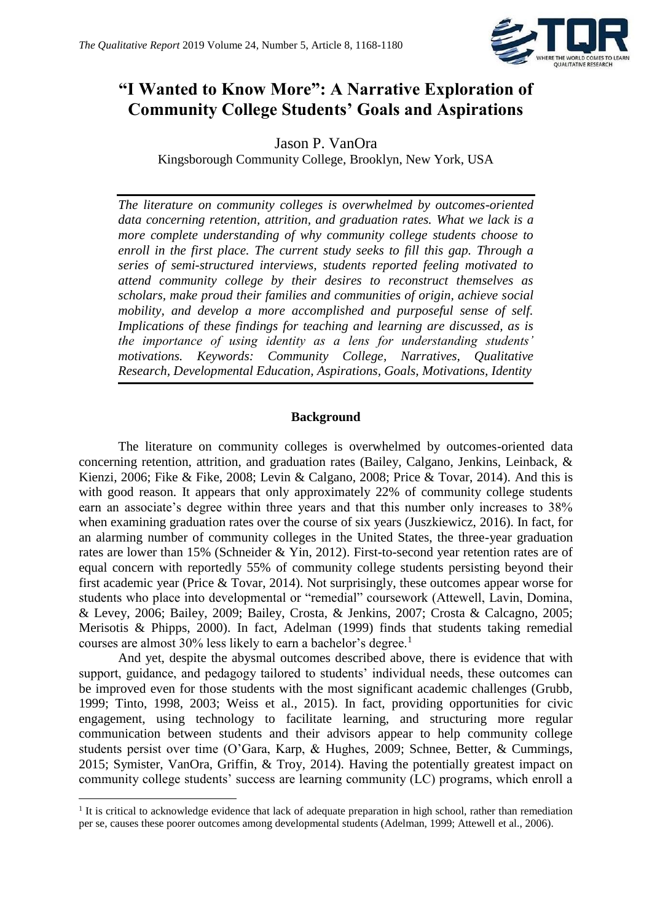# "I Wanted to Know More": A Narrative Exploration of Community College Students' Goals and Aspirations

Jason P. VanOra

Kingsborough Community College, Brooklyn, New York, USA

*The literature on community colleges is overwhelmed by outcomes-oriented data concerning retention, attrition, and graduation rates. What we lack is a more complete understanding of why community college students choose to enroll in the first place. The current study seeks to fill this gap. Through a series of semi-structured interviews, students reported feeling motivated to attend community college by their desires to reconstruct themselves as scholars, make proud their families and communities of origin, achieve social mobility, and develop a more accomplished and purposeful sense of self. Implications of these findings for teaching and learning are discussed, as is the importance of using identity as a lens for understanding students' motivations. Keywords: Community College, Narratives, Qualitative Research, Developmental Education, Aspirations, Goals, Motivations, Identity*

## Background

The literature on community colleges is overwhelmed by outcomes-oriented data concerning retention, attrition, and graduation rates (Bailey, Calgano, Jenkins, Leinback, & Kienzi, 2006; Fike & Fike, 2008; Levin & Calgano, 2008; Price & Tovar, 2014). And this is with good reason. It appears that only approximately 22% of community college students earn an associate's degree within three years and that this number only increases to 38% when examining graduation rates over the course of six years (Juszkiewicz, 2016). In fact, for an alarming number of community colleges in the United States, the three-year graduation rates are lower than 15% (Schneider & Yin, 2012). First-to-second year retention rates are of equal concern with reportedly 55% of community college students persisting beyond their first academic year (Price & Tovar, 2014). Not surprisingly, these outcomes appear worse for students who place into developmental or "remedial" coursework (Attewell, Lavin, Domina, & Levey, 2006; Bailey, 2009; Bailey, Crosta, & Jenkins, 2007; Crosta & Calcagno, 2005; Merisotis & Phipps, 2000). In fact, Adelman (1999) finds that students taking remedial courses are almost 30% less likely to earn a bachelor's degree.[1]

And yet, despite the abysmal outcomes described above, there is evidence that with support, guidance, and pedagogy tailored to students' individual needs, these outcomes can be improved even for those students with the most significant academic challenges (Grubb, 1999; Tinto, 1998, 2003; Weiss et al., 2015). In fact, providing opportunities for civic engagement, using technology to facilitate learning, and structuring more regular communication between students and their advisors appear to help community college students persist over time (O'Gara, Karp, & Hughes, 2009; Schnee, Better, & Cummings, 2015; Symister, VanOra, Griffin, & Troy, 2014). Having the potentially greatest impact on community college students' success are learning community (LC) programs, which enroll a

[1] It is critical to acknowledge evidence that lack of adequate preparation in high school, rather than remediation per se, causes these poorer outcomes among developmental students (Adelman, 1999; Attewell et al., 2006).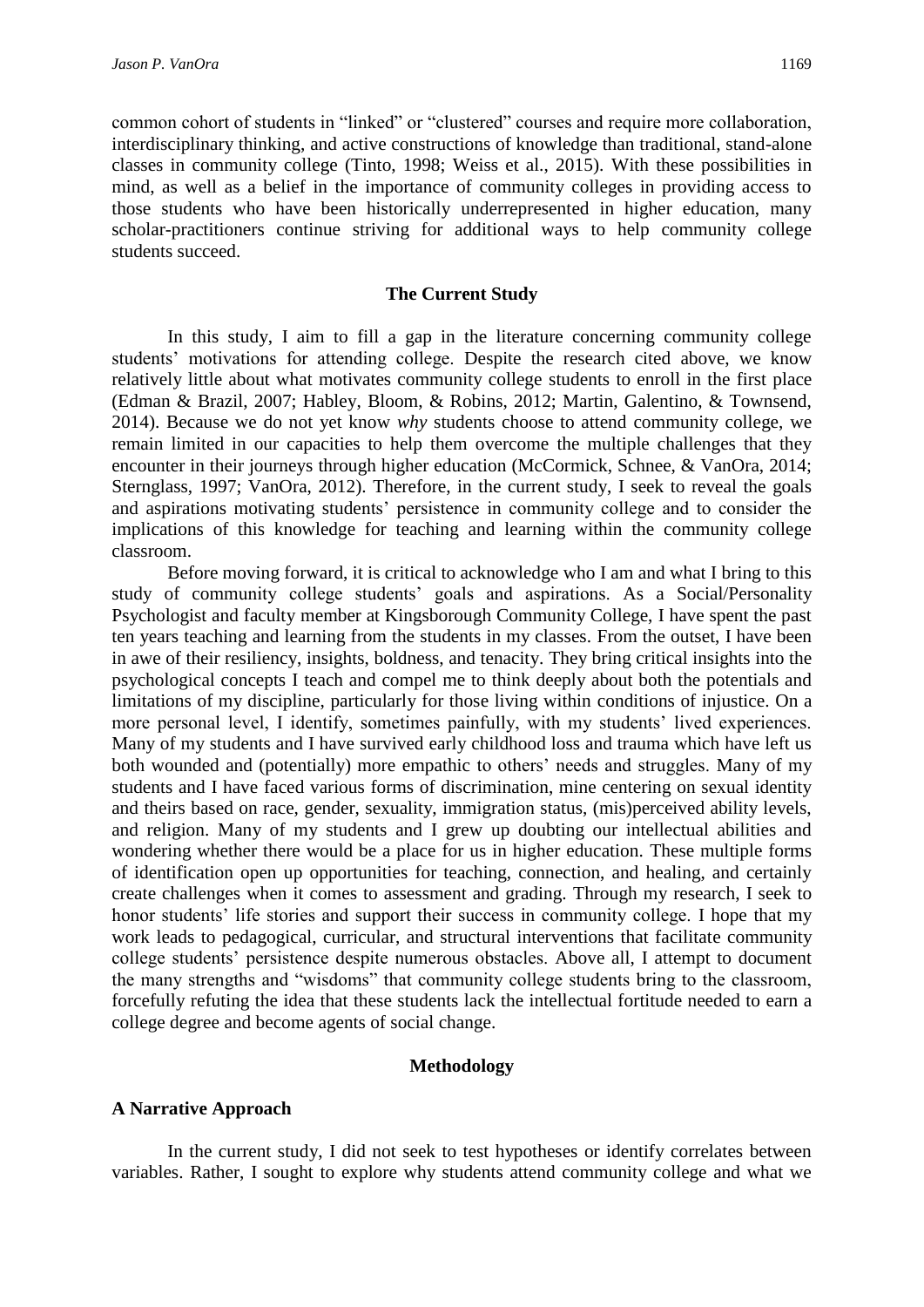common cohort of students in "linked" or "clustered" courses and require more collaboration, interdisciplinary thinking, and active constructions of knowledge than traditional, stand-alone classes in community college (Tinto, 1998; Weiss et al., 2015). With these possibilities in mind, as well as a belief in the importance of community colleges in providing access to those students who have been historically underrepresented in higher education, many scholar-practitioners continue striving for additional ways to help community college students succeed.

## The Current Study

In this study, I aim to fill a gap in the literature concerning community college students' motivations for attending college. Despite the research cited above, we know relatively little about what motivates community college students to enroll in the first place (Edman & Brazil, 2007; Habley, Bloom, & Robins, 2012; Martin, Galentino, & Townsend, 2014). Because we do not yet know *why* students choose to attend community college, we remain limited in our capacities to help them overcome the multiple challenges that they encounter in their journeys through higher education (McCormick, Schnee, & VanOra, 2014; Sternglass, 1997; VanOra, 2012). Therefore, in the current study, I seek to reveal the goals and aspirations motivating students' persistence in community college and to consider the implications of this knowledge for teaching and learning within the community college classroom.

Before moving forward, it is critical to acknowledge who I am and what I bring to this study of community college students' goals and aspirations. As a Social/Personality Psychologist and faculty member at Kingsborough Community College, I have spent the past ten years teaching and learning from the students in my classes. From the outset, I have been in awe of their resiliency, insights, boldness, and tenacity. They bring critical insights into the psychological concepts I teach and compel me to think deeply about both the potentials and limitations of my discipline, particularly for those living within conditions of injustice. On a more personal level, I identify, sometimes painfully, with my students' lived experiences. Many of my students and I have survived early childhood loss and trauma which have left us both wounded and (potentially) more empathic to others' needs and struggles. Many of my students and I have faced various forms of discrimination, mine centering on sexual identity and theirs based on race, gender, sexuality, immigration status, (mis)perceived ability levels, and religion. Many of my students and I grew up doubting our intellectual abilities and wondering whether there would be a place for us in higher education. These multiple forms of identification open up opportunities for teaching, connection, and healing, and certainly create challenges when it comes to assessment and grading. Through my research, I seek to honor students' life stories and support their success in community college. I hope that my work leads to pedagogical, curricular, and structural interventions that facilitate community college students' persistence despite numerous obstacles. Above all, I attempt to document the many strengths and "wisdoms" that community college students bring to the classroom, forcefully refuting the idea that these students lack the intellectual fortitude needed to earn a college degree and become agents of social change.

## Methodology

### A Narrative Approach

In the current study, I did not seek to test hypotheses or identify correlates between variables. Rather, I sought to explore why students attend community college and what we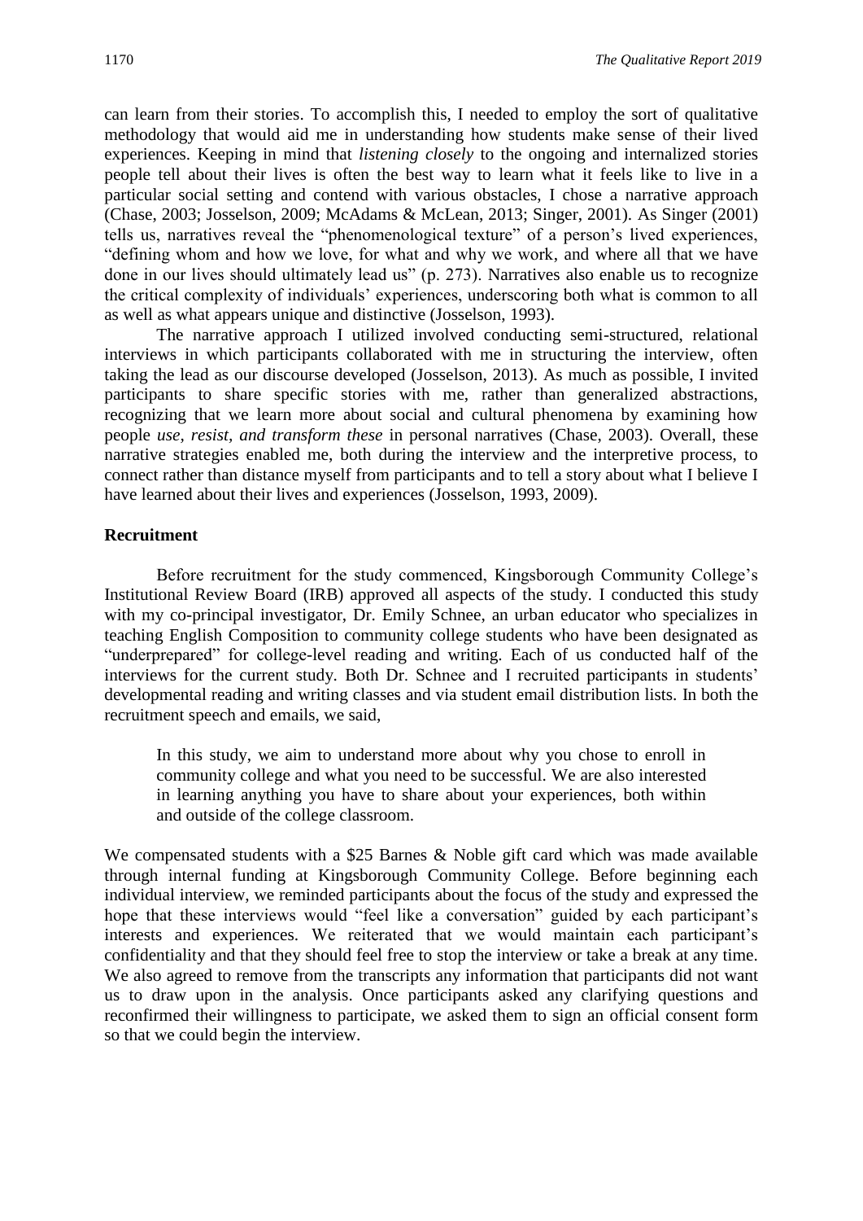can learn from their stories. To accomplish this, I needed to employ the sort of qualitative methodology that would aid me in understanding how students make sense of their lived experiences. Keeping in mind that *listening closely* to the ongoing and internalized stories people tell about their lives is often the best way to learn what it feels like to live in a particular social setting and contend with various obstacles, I chose a narrative approach (Chase, 2003; Josselson, 2009; McAdams & McLean, 2013; Singer, 2001). As Singer (2001) tells us, narratives reveal the "phenomenological texture" of a person's lived experiences, "defining whom and how we love, for what and why we work, and where all that we have done in our lives should ultimately lead us" (p. 273). Narratives also enable us to recognize the critical complexity of individuals' experiences, underscoring both what is common to all as well as what appears unique and distinctive (Josselson, 1993).

The narrative approach I utilized involved conducting semi-structured, relational interviews in which participants collaborated with me in structuring the interview, often taking the lead as our discourse developed (Josselson, 2013). As much as possible, I invited participants to share specific stories with me, rather than generalized abstractions, recognizing that we learn more about social and cultural phenomena by examining how people *use, resist, and transform these* in personal narratives (Chase, 2003). Overall, these narrative strategies enabled me, both during the interview and the interpretive process, to connect rather than distance myself from participants and to tell a story about what I believe I have learned about their lives and experiences (Josselson, 1993, 2009).

## Recruitment

Before recruitment for the study commenced, Kingsborough Community College's Institutional Review Board (IRB) approved all aspects of the study. I conducted this study with my co-principal investigator, Dr. Emily Schnee, an urban educator who specializes in teaching English Composition to community college students who have been designated as "underprepared" for college-level reading and writing. Each of us conducted half of the interviews for the current study. Both Dr. Schnee and I recruited participants in students' developmental reading and writing classes and via student email distribution lists. In both the recruitment speech and emails, we said,

> In this study, we aim to understand more about why you chose to enroll in community college and what you need to be successful. We are also interested in learning anything you have to share about your experiences, both within and outside of the college classroom.

We compensated students with a $25 Barnes & Noble gift card which was made available through internal funding at Kingsborough Community College. Before beginning each individual interview, we reminded participants about the focus of the study and expressed the hope that these interviews would "feel like a conversation" guided by each participant's interests and experiences. We reiterated that we would maintain each participant's confidentiality and that they should feel free to stop the interview or take a break at any time. We also agreed to remove from the transcripts any information that participants did not want us to draw upon in the analysis. Once participants asked any clarifying questions and reconfirmed their willingness to participate, we asked them to sign an official consent form so that we could begin the interview.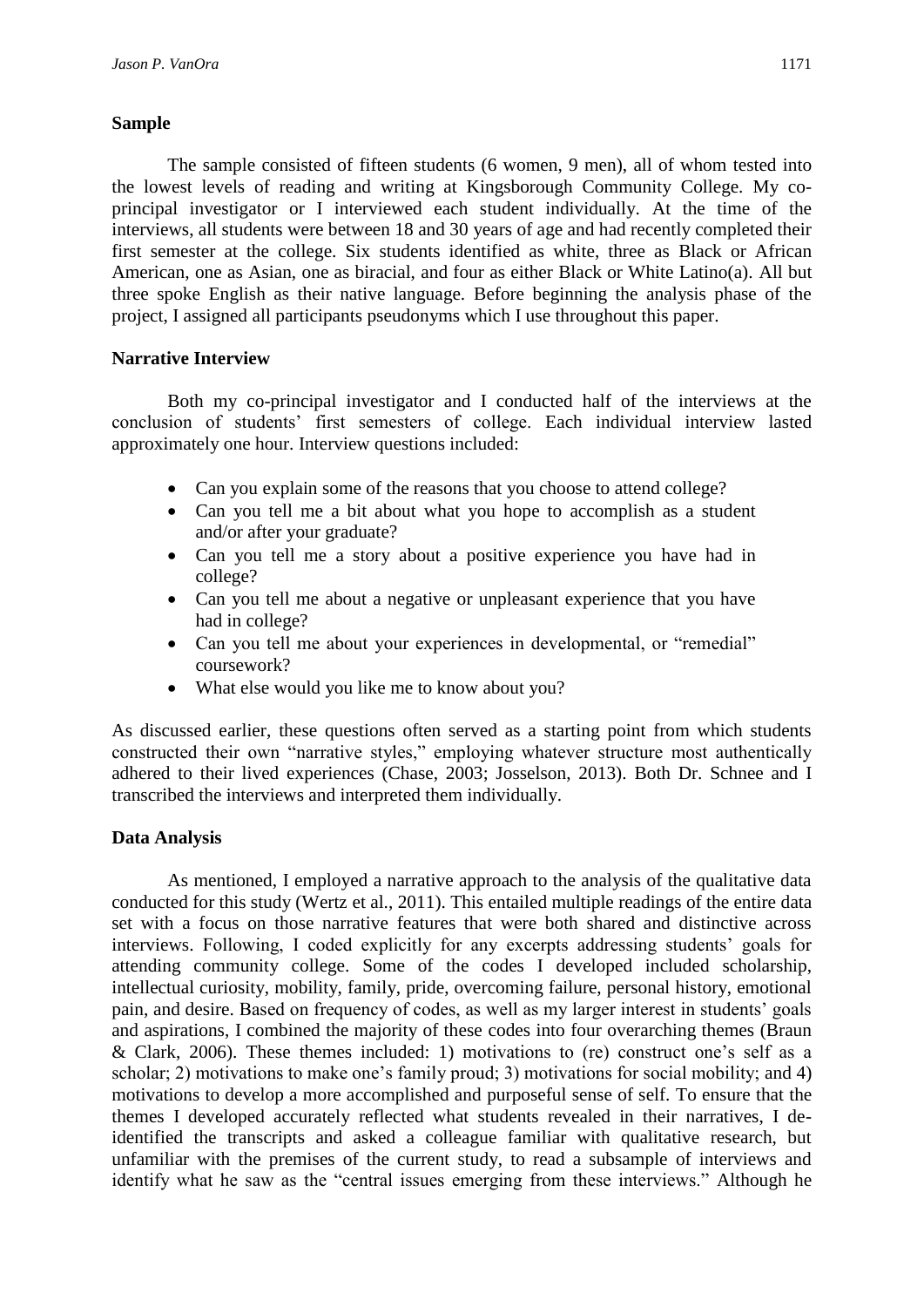## Sample

The sample consisted of fifteen students (6 women, 9 men), all of whom tested into the lowest levels of reading and writing at Kingsborough Community College. My co-principal investigator or I interviewed each student individually. At the time of the interviews, all students were between 18 and 30 years of age and had recently completed their first semester at the college. Six students identified as white, three as Black or African American, one as Asian, one as biracial, and four as either Black or White Latino(a). All but three spoke English as their native language. Before beginning the analysis phase of the project, I assigned all participants pseudonyms which I use throughout this paper.

## Narrative Interview

Both my co-principal investigator and I conducted half of the interviews at the conclusion of students' first semesters of college. Each individual interview lasted approximately one hour. Interview questions included:

- Can you explain some of the reasons that you choose to attend college?
- Can you tell me a bit about what you hope to accomplish as a student and/or after your graduate?
- Can you tell me a story about a positive experience you have had in college?
- Can you tell me about a negative or unpleasant experience that you have had in college?
- Can you tell me about your experiences in developmental, or "remedial" coursework?
- What else would you like me to know about you?

As discussed earlier, these questions often served as a starting point from which students constructed their own "narrative styles," employing whatever structure most authentically adhered to their lived experiences (Chase, 2003; Josselson, 2013). Both Dr. Schnee and I transcribed the interviews and interpreted them individually.

## Data Analysis

As mentioned, I employed a narrative approach to the analysis of the qualitative data conducted for this study (Wertz et al., 2011). This entailed multiple readings of the entire data set with a focus on those narrative features that were both shared and distinctive across interviews. Following, I coded explicitly for any excerpts addressing students' goals for attending community college. Some of the codes I developed included scholarship, intellectual curiosity, mobility, family, pride, overcoming failure, personal history, emotional pain, and desire. Based on frequency of codes, as well as my larger interest in students' goals and aspirations, I combined the majority of these codes into four overarching themes (Braun & Clark, 2006). These themes included: 1) motivations to (re) construct one's self as a scholar; 2) motivations to make one's family proud; 3) motivations for social mobility; and 4) motivations to develop a more accomplished and purposeful sense of self. To ensure that the themes I developed accurately reflected what students revealed in their narratives, I de-identified the transcripts and asked a colleague familiar with qualitative research, but unfamiliar with the premises of the current study, to read a subsample of interviews and identify what he saw as the "central issues emerging from these interviews." Although he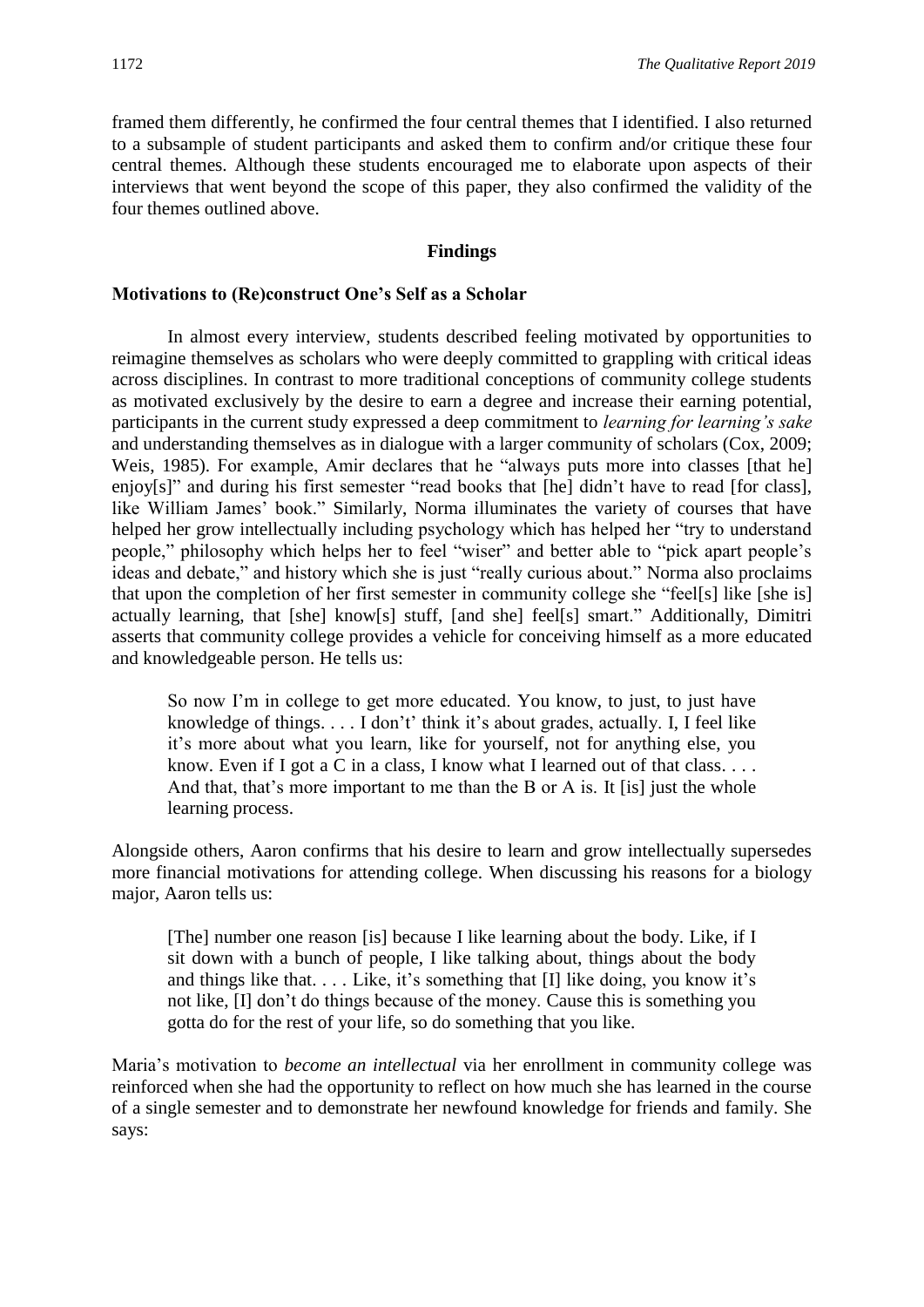framed them differently, he confirmed the four central themes that I identified. I also returned to a subsample of student participants and asked them to confirm and/or critique these four central themes. Although these students encouraged me to elaborate upon aspects of their interviews that went beyond the scope of this paper, they also confirmed the validity of the four themes outlined above.

## Findings

### Motivations to (Re)construct One's Self as a Scholar

In almost every interview, students described feeling motivated by opportunities to reimagine themselves as scholars who were deeply committed to grappling with critical ideas across disciplines. In contrast to more traditional conceptions of community college students as motivated exclusively by the desire to earn a degree and increase their earning potential, participants in the current study expressed a deep commitment to *learning for learning's sake* and understanding themselves as in dialogue with a larger community of scholars (Cox, 2009; Weis, 1985). For example, Amir declares that he "always puts more into classes [that he] enjoy[s]" and during his first semester "read books that [he] didn't have to read [for class], like William James' book." Similarly, Norma illuminates the variety of courses that have helped her grow intellectually including psychology which has helped her "try to understand people," philosophy which helps her to feel "wiser" and better able to "pick apart people's ideas and debate," and history which she is just "really curious about." Norma also proclaims that upon the completion of her first semester in community college she "feel[s] like [she is] actually learning, that [she] know[s] stuff, [and she] feel[s] smart." Additionally, Dimitri asserts that community college provides a vehicle for conceiving himself as a more educated and knowledgeable person. He tells us:

> So now I'm in college to get more educated. You know, to just, to just have knowledge of things. . . . I don't' think it's about grades, actually. I, I feel like it's more about what you learn, like for yourself, not for anything else, you know. Even if I got a C in a class, I know what I learned out of that class. . . . And that, that's more important to me than the B or A is. It [is] just the whole learning process.

Alongside others, Aaron confirms that his desire to learn and grow intellectually supersedes more financial motivations for attending college. When discussing his reasons for a biology major, Aaron tells us:

> [The] number one reason [is] because I like learning about the body. Like, if I sit down with a bunch of people, I like talking about, things about the body and things like that. . . . Like, it's something that [I] like doing, you know it's not like, [I] don't do things because of the money. Cause this is something you gotta do for the rest of your life, so do something that you like.

Maria's motivation to *become an intellectual* via her enrollment in community college was reinforced when she had the opportunity to reflect on how much she has learned in the course of a single semester and to demonstrate her newfound knowledge for friends and family. She says: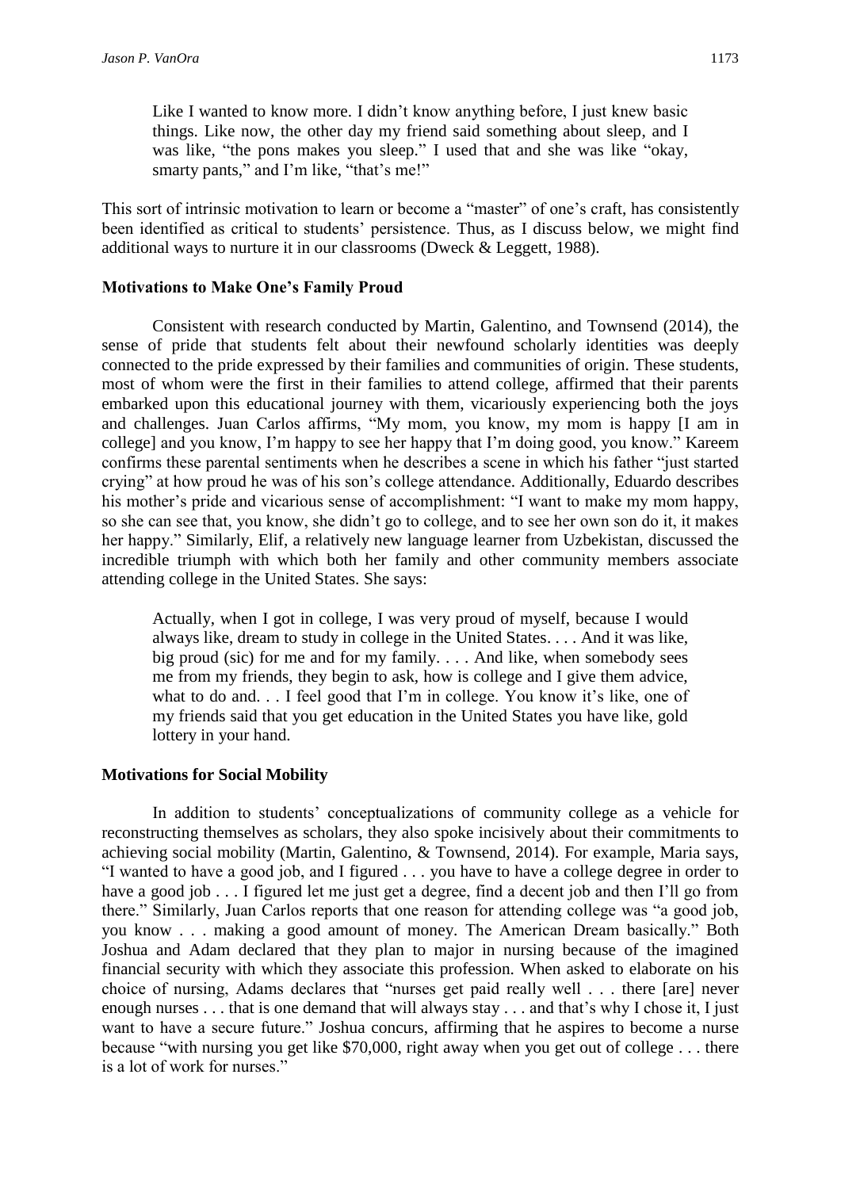> Like I wanted to know more. I didn't know anything before, I just knew basic things. Like now, the other day my friend said something about sleep, and I was like, "the pons makes you sleep." I used that and she was like "okay, smarty pants," and I'm like, "that's me!"

This sort of intrinsic motivation to learn or become a "master" of one's craft, has consistently been identified as critical to students' persistence. Thus, as I discuss below, we might find additional ways to nurture it in our classrooms (Dweck & Leggett, 1988).

### Motivations to Make One's Family Proud

Consistent with research conducted by Martin, Galentino, and Townsend (2014), the sense of pride that students felt about their newfound scholarly identities was deeply connected to the pride expressed by their families and communities of origin. These students, most of whom were the first in their families to attend college, affirmed that their parents embarked upon this educational journey with them, vicariously experiencing both the joys and challenges. Juan Carlos affirms, "My mom, you know, my mom is happy [I am in college] and you know, I'm happy to see her happy that I'm doing good, you know." Kareem confirms these parental sentiments when he describes a scene in which his father "just started crying" at how proud he was of his son's college attendance. Additionally, Eduardo describes his mother's pride and vicarious sense of accomplishment: "I want to make my mom happy, so she can see that, you know, she didn't go to college, and to see her own son do it, it makes her happy." Similarly, Elif, a relatively new language learner from Uzbekistan, discussed the incredible triumph with which both her family and other community members associate attending college in the United States. She says:

> Actually, when I got in college, I was very proud of myself, because I would always like, dream to study in college in the United States. . . . And it was like, big proud (sic) for me and for my family. . . . And like, when somebody sees me from my friends, they begin to ask, how is college and I give them advice, what to do and. . . I feel good that I'm in college. You know it's like, one of my friends said that you get education in the United States you have like, gold lottery in your hand.

### Motivations for Social Mobility

In addition to students' conceptualizations of community college as a vehicle for reconstructing themselves as scholars, they also spoke incisively about their commitments to achieving social mobility (Martin, Galentino, & Townsend, 2014). For example, Maria says, "I wanted to have a good job, and I figured . . . you have to have a college degree in order to have a good job . . . I figured let me just get a degree, find a decent job and then I'll go from there." Similarly, Juan Carlos reports that one reason for attending college was "a good job, you know . . . making a good amount of money. The American Dream basically." Both Joshua and Adam declared that they plan to major in nursing because of the imagined financial security with which they associate this profession. When asked to elaborate on his choice of nursing, Adams declares that "nurses get paid really well . . . there [are] never enough nurses . . . that is one demand that will always stay . . . and that's why I chose it, I just want to have a secure future." Joshua concurs, affirming that he aspires to become a nurse because "with nursing you get like $70,000, right away when you get out of college . . . there is a lot of work for nurses."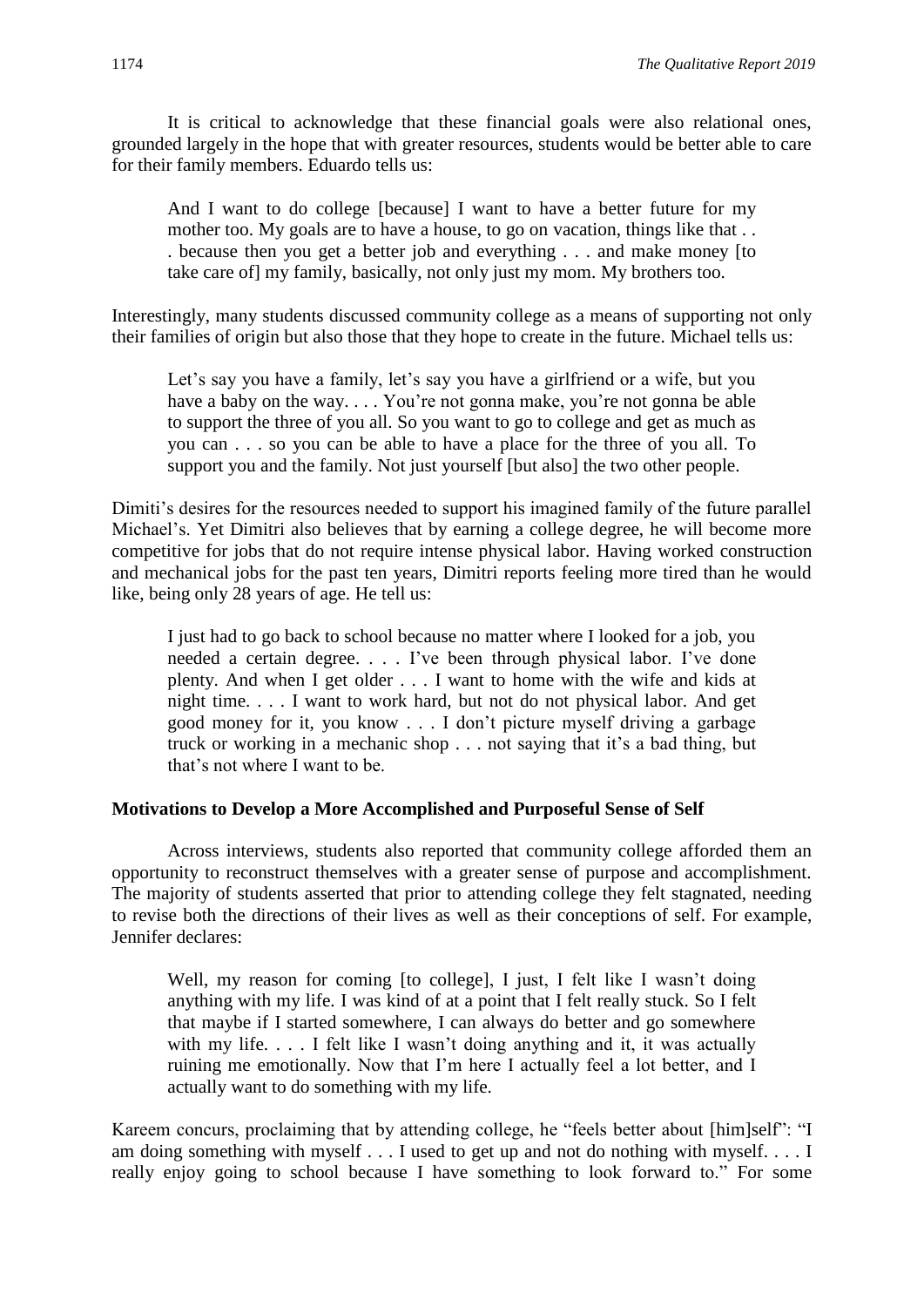It is critical to acknowledge that these financial goals were also relational ones, grounded largely in the hope that with greater resources, students would be better able to care for their family members. Eduardo tells us:

> And I want to do college [because] I want to have a better future for my mother too. My goals are to have a house, to go on vacation, things like that . . . because then you get a better job and everything . . . and make money [to take care of] my family, basically, not only just my mom. My brothers too.

Interestingly, many students discussed community college as a means of supporting not only their families of origin but also those that they hope to create in the future. Michael tells us:

> Let's say you have a family, let's say you have a girlfriend or a wife, but you have a baby on the way. . . . You're not gonna make, you're not gonna be able to support the three of you all. So you want to go to college and get as much as you can . . . so you can be able to have a place for the three of you all. To support you and the family. Not just yourself [but also] the two other people.

Dimiti's desires for the resources needed to support his imagined family of the future parallel Michael's. Yet Dimitri also believes that by earning a college degree, he will become more competitive for jobs that do not require intense physical labor. Having worked construction and mechanical jobs for the past ten years, Dimitri reports feeling more tired than he would like, being only 28 years of age. He tell us:

> I just had to go back to school because no matter where I looked for a job, you needed a certain degree. . . . I've been through physical labor. I've done plenty. And when I get older . . . I want to home with the wife and kids at night time. . . . I want to work hard, but not do not physical labor. And get good money for it, you know . . . I don't picture myself driving a garbage truck or working in a mechanic shop . . . not saying that it's a bad thing, but that's not where I want to be.

**Motivations to Develop a More Accomplished and Purposeful Sense of Self**

Across interviews, students also reported that community college afforded them an opportunity to reconstruct themselves with a greater sense of purpose and accomplishment. The majority of students asserted that prior to attending college they felt stagnated, needing to revise both the directions of their lives as well as their conceptions of self. For example, Jennifer declares:

> Well, my reason for coming [to college], I just, I felt like I wasn't doing anything with my life. I was kind of at a point that I felt really stuck. So I felt that maybe if I started somewhere, I can always do better and go somewhere with my life. . . . I felt like I wasn't doing anything and it, it was actually ruining me emotionally. Now that I'm here I actually feel a lot better, and I actually want to do something with my life.

Kareem concurs, proclaiming that by attending college, he "feels better about [him]self": "I am doing something with myself . . . I used to get up and not do nothing with myself. . . . I really enjoy going to school because I have something to look forward to." For some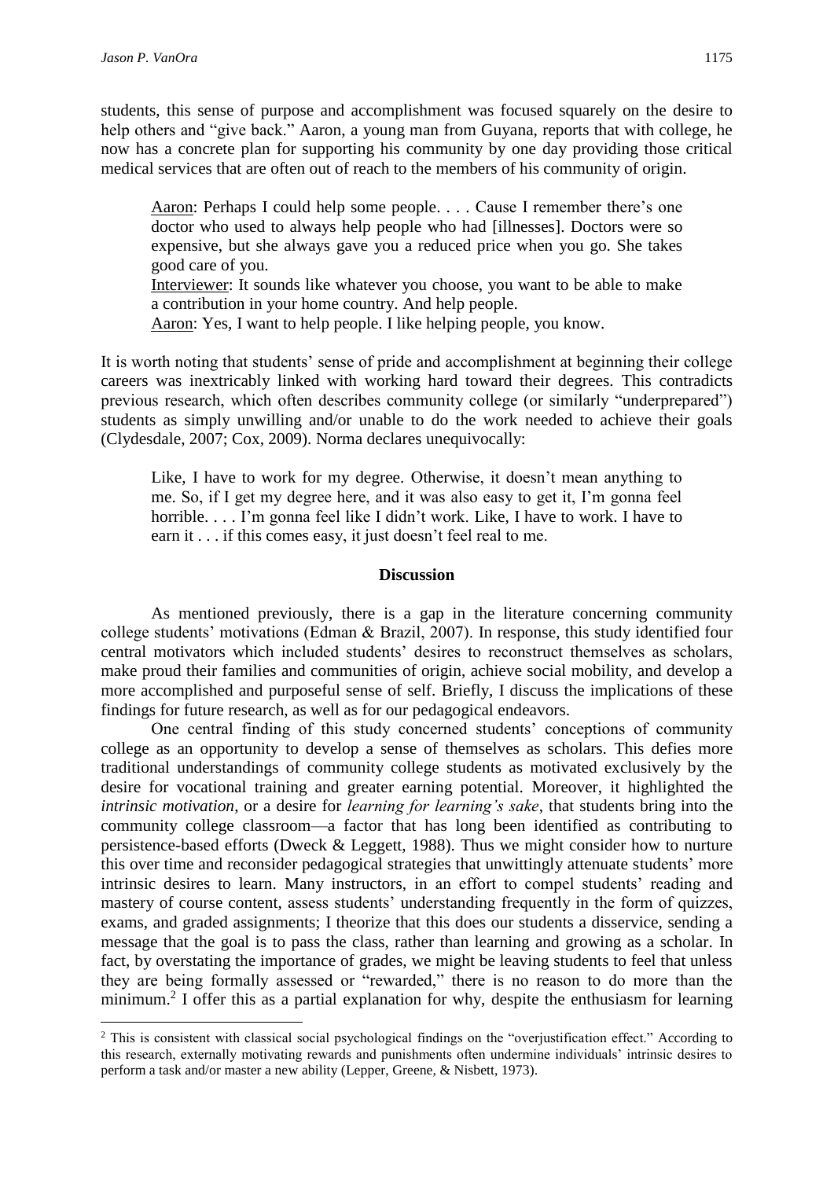students, this sense of purpose and accomplishment was focused squarely on the desire to help others and "give back." Aaron, a young man from Guyana, reports that with college, he now has a concrete plan for supporting his community by one day providing those critical medical services that are often out of reach to the members of his community of origin.

> Aaron: Perhaps I could help some people. . . . Cause I remember there's one doctor who used to always help people who had [illnesses]. Doctors were so expensive, but she always gave you a reduced price when you go. She takes good care of you.
> Interviewer: It sounds like whatever you choose, you want to be able to make a contribution in your home country. And help people.
> Aaron: Yes, I want to help people. I like helping people, you know.

It is worth noting that students' sense of pride and accomplishment at beginning their college careers was inextricably linked with working hard toward their degrees. This contradicts previous research, which often describes community college (or similarly "underprepared") students as simply unwilling and/or unable to do the work needed to achieve their goals (Clydesdale, 2007; Cox, 2009). Norma declares unequivocally:

> Like, I have to work for my degree. Otherwise, it doesn't mean anything to me. So, if I get my degree here, and it was also easy to get it, I'm gonna feel horrible. . . . I'm gonna feel like I didn't work. Like, I have to work. I have to earn it . . . if this comes easy, it just doesn't feel real to me.

## Discussion

As mentioned previously, there is a gap in the literature concerning community college students' motivations (Edman & Brazil, 2007). In response, this study identified four central motivators which included students' desires to reconstruct themselves as scholars, make proud their families and communities of origin, achieve social mobility, and develop a more accomplished and purposeful sense of self. Briefly, I discuss the implications of these findings for future research, as well as for our pedagogical endeavors.

One central finding of this study concerned students' conceptions of community college as an opportunity to develop a sense of themselves as scholars. This defies more traditional understandings of community college students as motivated exclusively by the desire for vocational training and greater earning potential. Moreover, it highlighted the *intrinsic motivation*, or a desire for *learning for learning's sake*, that students bring into the community college classroom—a factor that has long been identified as contributing to persistence-based efforts (Dweck & Leggett, 1988). Thus we might consider how to nurture this over time and reconsider pedagogical strategies that unwittingly attenuate students' more intrinsic desires to learn. Many instructors, in an effort to compel students' reading and mastery of course content, assess students' understanding frequently in the form of quizzes, exams, and graded assignments; I theorize that this does our students a disservice, sending a message that the goal is to pass the class, rather than learning and growing as a scholar. In fact, by overstating the importance of grades, we might be leaving students to feel that unless they are being formally assessed or "rewarded," there is no reason to do more than the minimum.[2] I offer this as a partial explanation for why, despite the enthusiasm for learning

[2] This is consistent with classical social psychological findings on the "overjustification effect." According to this research, externally motivating rewards and punishments often undermine individuals' intrinsic desires to perform a task and/or master a new ability (Lepper, Greene, & Nisbett, 1973).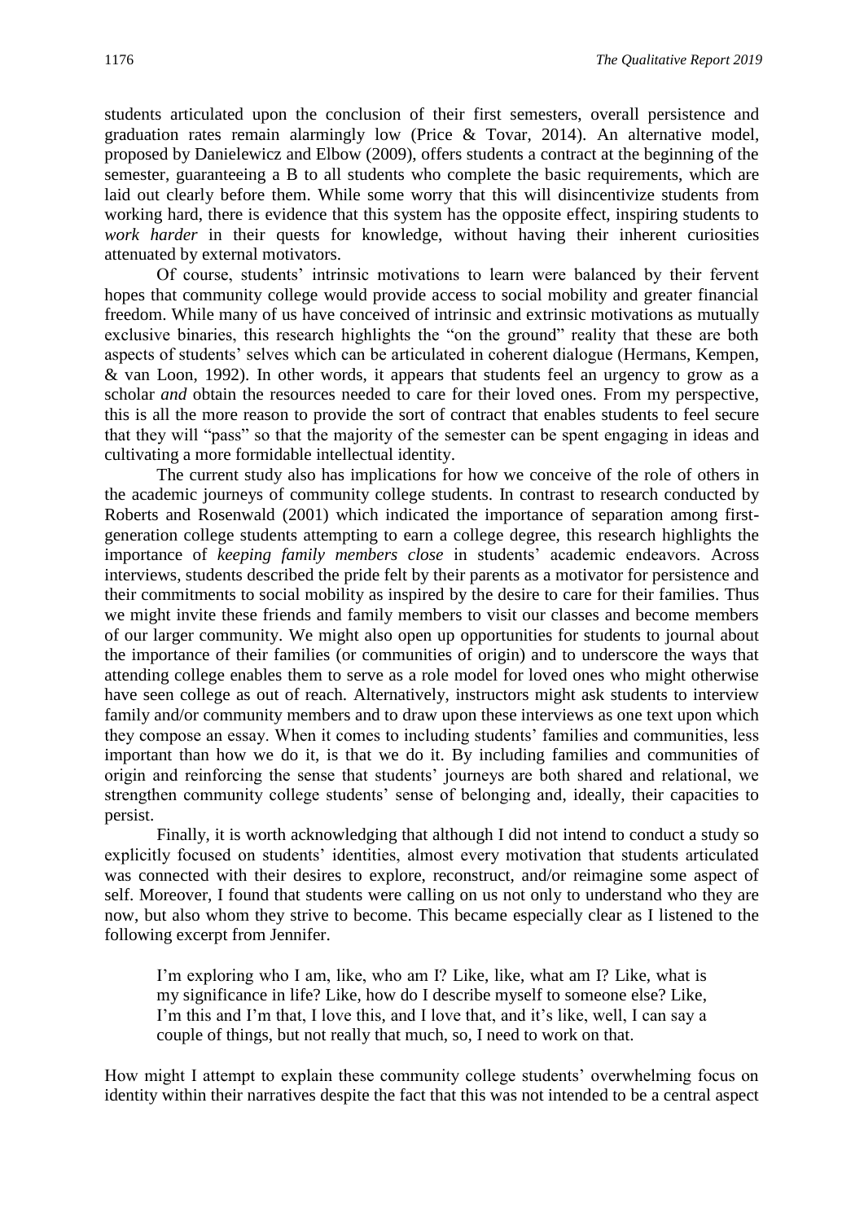students articulated upon the conclusion of their first semesters, overall persistence and graduation rates remain alarmingly low (Price & Tovar, 2014). An alternative model, proposed by Danielewicz and Elbow (2009), offers students a contract at the beginning of the semester, guaranteeing a B to all students who complete the basic requirements, which are laid out clearly before them. While some worry that this will disincentivize students from working hard, there is evidence that this system has the opposite effect, inspiring students to *work harder* in their quests for knowledge, without having their inherent curiosities attenuated by external motivators.

Of course, students' intrinsic motivations to learn were balanced by their fervent hopes that community college would provide access to social mobility and greater financial freedom. While many of us have conceived of intrinsic and extrinsic motivations as mutually exclusive binaries, this research highlights the "on the ground" reality that these are both aspects of students' selves which can be articulated in coherent dialogue (Hermans, Kempen, & van Loon, 1992). In other words, it appears that students feel an urgency to grow as a scholar *and* obtain the resources needed to care for their loved ones. From my perspective, this is all the more reason to provide the sort of contract that enables students to feel secure that they will "pass" so that the majority of the semester can be spent engaging in ideas and cultivating a more formidable intellectual identity.

The current study also has implications for how we conceive of the role of others in the academic journeys of community college students. In contrast to research conducted by Roberts and Rosenwald (2001) which indicated the importance of separation among first-generation college students attempting to earn a college degree, this research highlights the importance of *keeping family members close* in students' academic endeavors. Across interviews, students described the pride felt by their parents as a motivator for persistence and their commitments to social mobility as inspired by the desire to care for their families. Thus we might invite these friends and family members to visit our classes and become members of our larger community. We might also open up opportunities for students to journal about the importance of their families (or communities of origin) and to underscore the ways that attending college enables them to serve as a role model for loved ones who might otherwise have seen college as out of reach. Alternatively, instructors might ask students to interview family and/or community members and to draw upon these interviews as one text upon which they compose an essay. When it comes to including students' families and communities, less important than how we do it, is that we do it. By including families and communities of origin and reinforcing the sense that students' journeys are both shared and relational, we strengthen community college students' sense of belonging and, ideally, their capacities to persist.

Finally, it is worth acknowledging that although I did not intend to conduct a study so explicitly focused on students' identities, almost every motivation that students articulated was connected with their desires to explore, reconstruct, and/or reimagine some aspect of self. Moreover, I found that students were calling on us not only to understand who they are now, but also whom they strive to become. This became especially clear as I listened to the following excerpt from Jennifer.

> I'm exploring who I am, like, who am I? Like, like, what am I? Like, what is my significance in life? Like, how do I describe myself to someone else? Like, I'm this and I'm that, I love this, and I love that, and it's like, well, I can say a couple of things, but not really that much, so, I need to work on that.

How might I attempt to explain these community college students' overwhelming focus on identity within their narratives despite the fact that this was not intended to be a central aspect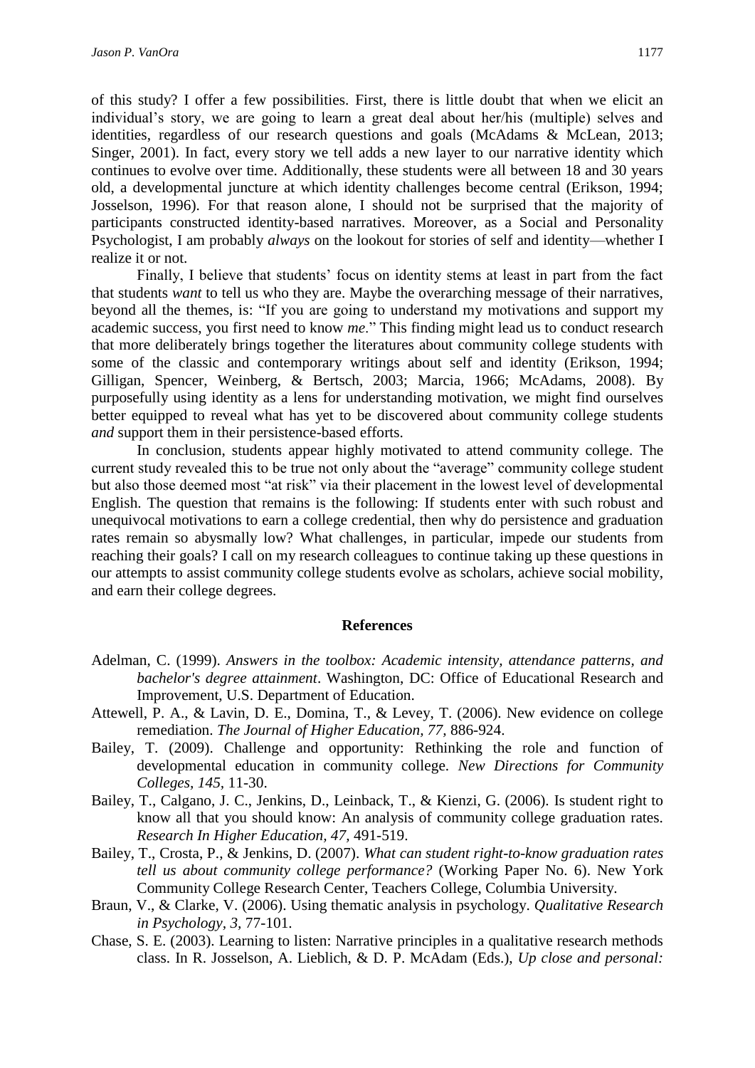of this study? I offer a few possibilities. First, there is little doubt that when we elicit an individual's story, we are going to learn a great deal about her/his (multiple) selves and identities, regardless of our research questions and goals (McAdams & McLean, 2013; Singer, 2001). In fact, every story we tell adds a new layer to our narrative identity which continues to evolve over time. Additionally, these students were all between 18 and 30 years old, a developmental juncture at which identity challenges become central (Erikson, 1994; Josselson, 1996). For that reason alone, I should not be surprised that the majority of participants constructed identity-based narratives. Moreover, as a Social and Personality Psychologist, I am probably *always* on the lookout for stories of self and identity—whether I realize it or not.

Finally, I believe that students' focus on identity stems at least in part from the fact that students *want* to tell us who they are. Maybe the overarching message of their narratives, beyond all the themes, is: "If you are going to understand my motivations and support my academic success, you first need to know *me*." This finding might lead us to conduct research that more deliberately brings together the literatures about community college students with some of the classic and contemporary writings about self and identity (Erikson, 1994; Gilligan, Spencer, Weinberg, & Bertsch, 2003; Marcia, 1966; McAdams, 2008). By purposefully using identity as a lens for understanding motivation, we might find ourselves better equipped to reveal what has yet to be discovered about community college students *and* support them in their persistence-based efforts.

In conclusion, students appear highly motivated to attend community college. The current study revealed this to be true not only about the "average" community college student but also those deemed most "at risk" via their placement in the lowest level of developmental English. The question that remains is the following: If students enter with such robust and unequivocal motivations to earn a college credential, then why do persistence and graduation rates remain so abysmally low? What challenges, in particular, impede our students from reaching their goals? I call on my research colleagues to continue taking up these questions in our attempts to assist community college students evolve as scholars, achieve social mobility, and earn their college degrees.

## References

Adelman, C. (1999). *Answers in the toolbox: Academic intensity, attendance patterns, and bachelor's degree attainment*. Washington, DC: Office of Educational Research and Improvement, U.S. Department of Education.

Attewell, P. A., & Lavin, D. E., Domina, T., & Levey, T. (2006). New evidence on college remediation. *The Journal of Higher Education, 77,* 886-924.

Bailey, T. (2009). Challenge and opportunity: Rethinking the role and function of developmental education in community college. *New Directions for Community Colleges, 145*, 11-30.

Bailey, T., Calgano, J. C., Jenkins, D., Leinback, T., & Kienzi, G. (2006). Is student right to know all that you should know: An analysis of community college graduation rates. *Research In Higher Education, 47,* 491-519.

Bailey, T., Crosta, P., & Jenkins, D. (2007). *What can student right-to-know graduation rates tell us about community college performance?* (Working Paper No. 6). New York Community College Research Center, Teachers College, Columbia University.

Braun, V., & Clarke, V. (2006). Using thematic analysis in psychology. *Qualitative Research in Psychology, 3,* 77-101.

Chase, S. E. (2003). Learning to listen: Narrative principles in a qualitative research methods class. In R. Josselson, A. Lieblich, & D. P. McAdam (Eds.), *Up close and personal:*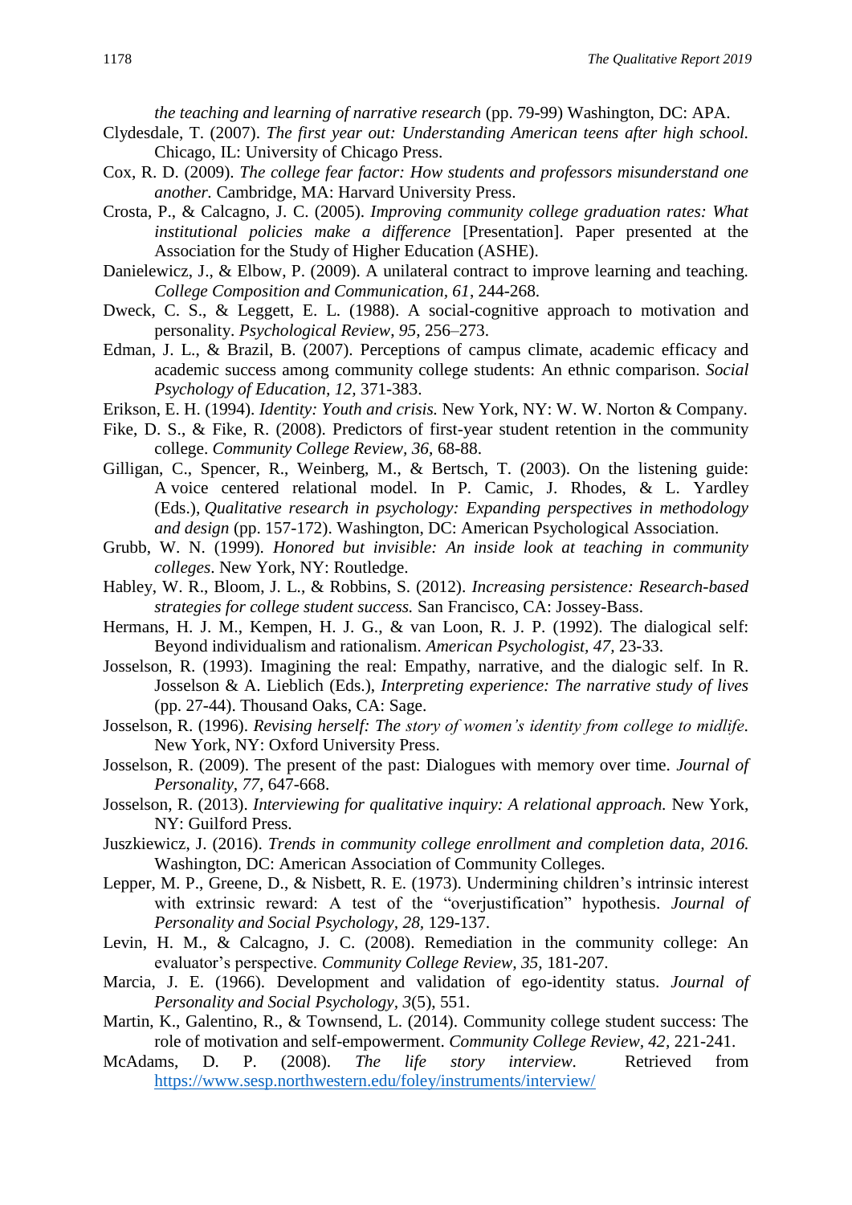*the teaching and learning of narrative research* (pp. 79-99) Washington, DC: APA.

Clydesdale, T. (2007). *The first year out: Understanding American teens after high school.* Chicago, IL: University of Chicago Press.

Cox, R. D. (2009). *The college fear factor: How students and professors misunderstand one another.* Cambridge, MA: Harvard University Press.

Crosta, P., & Calcagno, J. C. (2005). *Improving community college graduation rates: What institutional policies make a difference* [Presentation]. Paper presented at the Association for the Study of Higher Education (ASHE).

Danielewicz, J., & Elbow, P. (2009). A unilateral contract to improve learning and teaching. *College Composition and Communication, 61*, 244-268.

Dweck, C. S., & Leggett, E. L. (1988). A social-cognitive approach to motivation and personality. *Psychological Review*, *95*, 256–273.

Edman, J. L., & Brazil, B. (2007). Perceptions of campus climate, academic efficacy and academic success among community college students: An ethnic comparison. *Social Psychology of Education, 12,* 371-383.

Erikson, E. H. (1994). *Identity: Youth and crisis.* New York, NY: W. W. Norton & Company.

Fike, D. S., & Fike, R. (2008). Predictors of first-year student retention in the community college. *Community College Review, 36,* 68-88.

Gilligan, C., Spencer, R., Weinberg, M., & Bertsch, T. (2003). On the listening guide: A voice centered relational model. In P. Camic, J. Rhodes, & L. Yardley (Eds.), *Qualitative research in psychology: Expanding perspectives in methodology and design* (pp. 157-172). Washington, DC: American Psychological Association.

Grubb, W. N. (1999). *Honored but invisible: An inside look at teaching in community colleges*. New York, NY: Routledge.

Habley, W. R., Bloom, J. L., & Robbins, S. (2012). *Increasing persistence: Research-based strategies for college student success.* San Francisco, CA: Jossey-Bass.

Hermans, H. J. M., Kempen, H. J. G., & van Loon, R. J. P. (1992). The dialogical self: Beyond individualism and rationalism. *American Psychologist, 47,* 23-33.

Josselson, R. (1993). Imagining the real: Empathy, narrative, and the dialogic self. In R. Josselson & A. Lieblich (Eds.), *Interpreting experience: The narrative study of lives* (pp. 27-44). Thousand Oaks, CA: Sage.

Josselson, R. (1996). *Revising herself: The story of women's identity from college to midlife.* New York, NY: Oxford University Press.

Josselson, R. (2009). The present of the past: Dialogues with memory over time. *Journal of Personality, 77,* 647-668.

Josselson, R. (2013). *Interviewing for qualitative inquiry: A relational approach.* New York, NY: Guilford Press.

Juszkiewicz, J. (2016). *Trends in community college enrollment and completion data, 2016.* Washington, DC: American Association of Community Colleges.

Lepper, M. P., Greene, D., & Nisbett, R. E. (1973). Undermining children's intrinsic interest with extrinsic reward: A test of the "overjustification" hypothesis. *Journal of Personality and Social Psychology, 28,* 129-137.

Levin, H. M., & Calcagno, J. C. (2008). Remediation in the community college: An evaluator's perspective. *Community College Review, 35,* 181-207.

Marcia, J. E. (1966). Development and validation of ego-identity status. *Journal of Personality and Social Psychology, 3*(5), 551.

Martin, K., Galentino, R., & Townsend, L. (2014). Community college student success: The role of motivation and self-empowerment. *Community College Review, 42,* 221-241.

McAdams, D. P. (2008). *The life story interview.* Retrieved from https://www.sesp.northwestern.edu/foley/instruments/interview/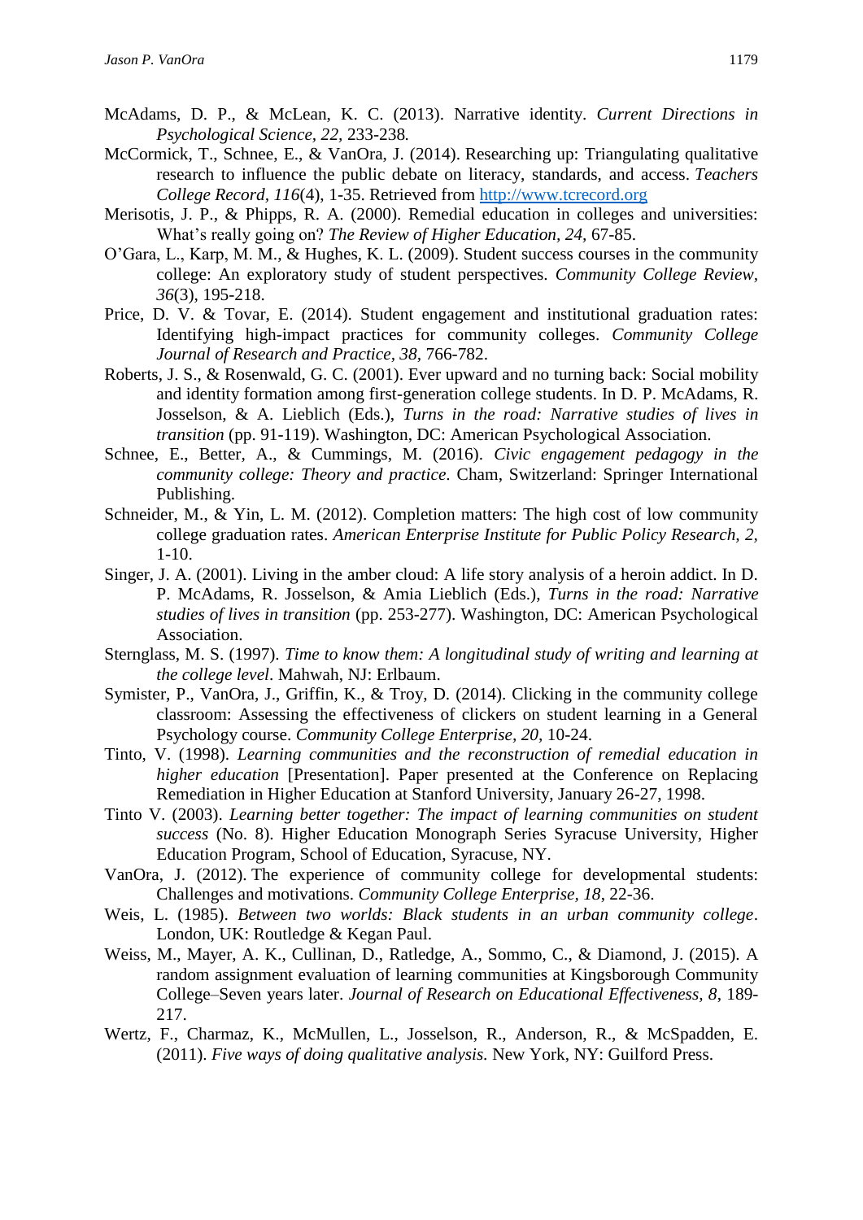McAdams, D. P., & McLean, K. C. (2013). Narrative identity. *Current Directions in Psychological Science, 22*, 233-238*.*

McCormick, T., Schnee, E., & VanOra, J. (2014). Researching up: Triangulating qualitative research to influence the public debate on literacy, standards, and access. *Teachers College Record, 116*(4), 1-35. Retrieved from http://www.tcrecord.org

Merisotis, J. P., & Phipps, R. A. (2000). Remedial education in colleges and universities: What's really going on? *The Review of Higher Education, 24,* 67-85.

O'Gara, L., Karp, M. M., & Hughes, K. L. (2009). Student success courses in the community college: An exploratory study of student perspectives. *Community College Review, 36*(3), 195-218.

Price, D. V. & Tovar, E. (2014). Student engagement and institutional graduation rates: Identifying high-impact practices for community colleges. *Community College Journal of Research and Practice, 38,* 766-782.

Roberts, J. S., & Rosenwald, G. C. (2001). Ever upward and no turning back: Social mobility and identity formation among first-generation college students. In D. P. McAdams, R. Josselson, & A. Lieblich (Eds.), *Turns in the road: Narrative studies of lives in transition* (pp. 91-119). Washington, DC: American Psychological Association.

Schnee, E., Better, A., & Cummings, M. (2016). *Civic engagement pedagogy in the community college: Theory and practice*. Cham, Switzerland: Springer International Publishing.

Schneider, M., & Yin, L. M. (2012). Completion matters: The high cost of low community college graduation rates. *American Enterprise Institute for Public Policy Research, 2,* 1-10.

Singer, J. A. (2001). Living in the amber cloud: A life story analysis of a heroin addict. In D. P. McAdams, R. Josselson, & Amia Lieblich (Eds.), *Turns in the road: Narrative studies of lives in transition* (pp. 253-277). Washington, DC: American Psychological Association.

Sternglass, M. S. (1997). *Time to know them: A longitudinal study of writing and learning at the college level*. Mahwah, NJ: Erlbaum.

Symister, P., VanOra, J., Griffin, K., & Troy, D. (2014). Clicking in the community college classroom: Assessing the effectiveness of clickers on student learning in a General Psychology course. *Community College Enterprise, 20,* 10-24.

Tinto, V. (1998). *Learning communities and the reconstruction of remedial education in higher education* [Presentation]. Paper presented at the Conference on Replacing Remediation in Higher Education at Stanford University, January 26-27, 1998.

Tinto V. (2003). *Learning better together: The impact of learning communities on student success* (No. 8). Higher Education Monograph Series Syracuse University, Higher Education Program, School of Education, Syracuse, NY.

VanOra, J. (2012). The experience of community college for developmental students: Challenges and motivations. *Community College Enterprise, 18*, 22-36.

Weis, L. (1985). *Between two worlds: Black students in an urban community college*. London, UK: Routledge & Kegan Paul.

Weiss, M., Mayer, A. K., Cullinan, D., Ratledge, A., Sommo, C., & Diamond, J. (2015). A random assignment evaluation of learning communities at Kingsborough Community College–Seven years later. *Journal of Research on Educational Effectiveness, 8*, 189-217.

Wertz, F., Charmaz, K., McMullen, L., Josselson, R., Anderson, R., & McSpadden, E. (2011). *Five ways of doing qualitative analysis.* New York, NY: Guilford Press.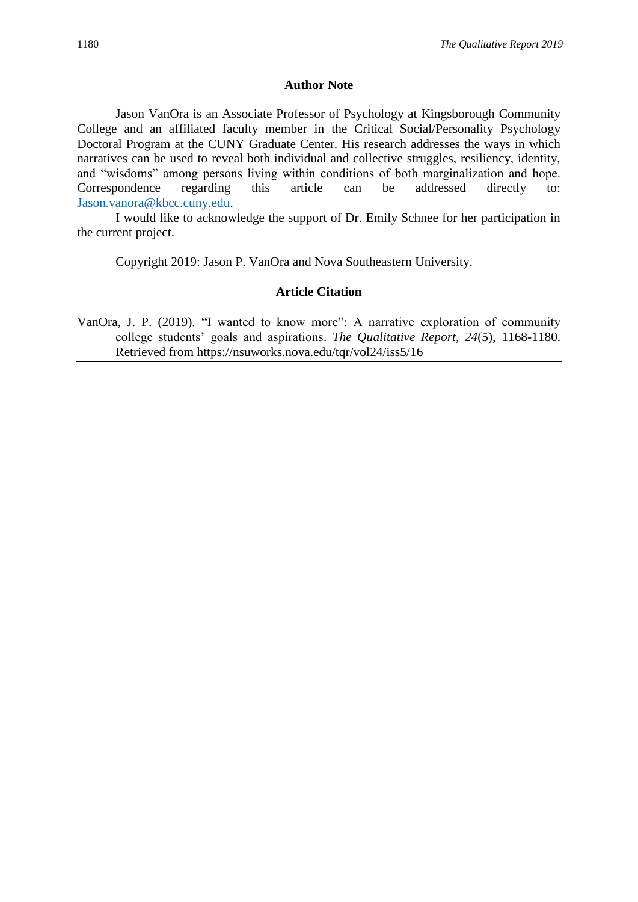## Author Note

Jason VanOra is an Associate Professor of Psychology at Kingsborough Community College and an affiliated faculty member in the Critical Social/Personality Psychology Doctoral Program at the CUNY Graduate Center. His research addresses the ways in which narratives can be used to reveal both individual and collective struggles, resiliency, identity, and "wisdoms" among persons living within conditions of both marginalization and hope. Correspondence regarding this article can be addressed directly to: Jason.vanora@kbcc.cuny.edu.

I would like to acknowledge the support of Dr. Emily Schnee for her participation in the current project.

Copyright 2019: Jason P. VanOra and Nova Southeastern University.

## Article Citation

VanOra, J. P. (2019). "I wanted to know more": A narrative exploration of community college students' goals and aspirations. *The Qualitative Report, 24*(5), 1168-1180. Retrieved from https://nsuworks.nova.edu/tqr/vol24/iss5/16